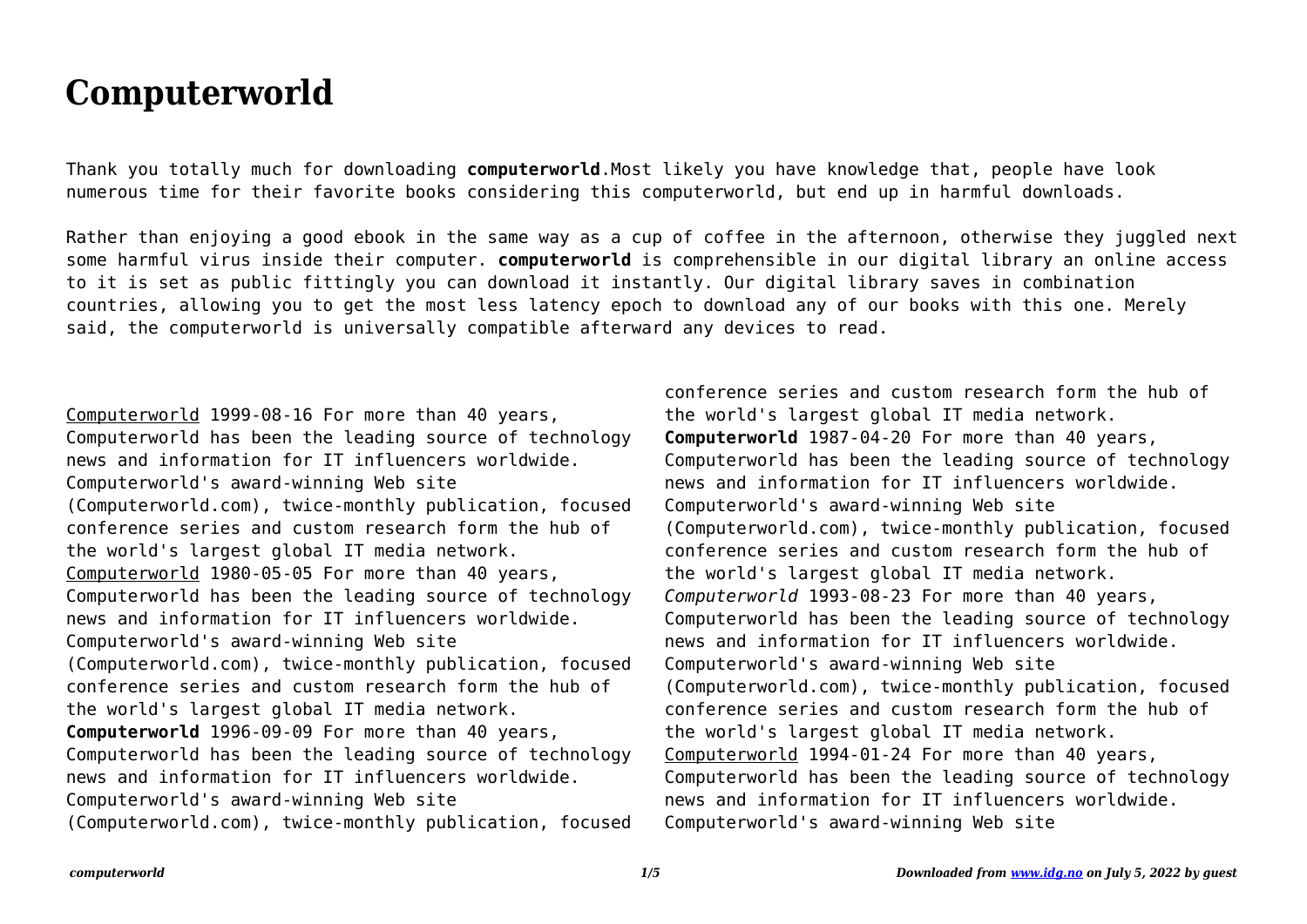# Computerworld

Thank you totally much for downloading **computerworld**.Most likely you have knowledge that, people have look numerous time for their favorite books considering this computerworld, but end up in harmful downloads.

Rather than enjoying a good ebook in the same way as a cup of coffee in the afternoon, otherwise they juggled next some harmful virus inside their computer. **computerworld** is comprehensible in our digital library an online access to it is set as public fittingly you can download it instantly. Our digital library saves in combination countries, allowing you to get the most less latency epoch to download any of our books with this one. Merely said, the computerworld is universally compatible afterward any devices to read.

Computerworld 1999-08-16 For more than 40 years, Computerworld has been the leading source of technology news and information for IT influencers worldwide. Computerworld's award-winning Web site (Computerworld.com), twice-monthly publication, focused conference series and custom research form the hub of the world's largest global IT media network.

Computerworld 1980-05-05 For more than 40 years, Computerworld has been the leading source of technology news and information for IT influencers worldwide. Computerworld's award-winning Web site (Computerworld.com), twice-monthly publication, focused conference series and custom research form the hub of the world's largest global IT media network.

**Computerworld** 1996-09-09 For more than 40 years, Computerworld has been the leading source of technology news and information for IT influencers worldwide. Computerworld's award-winning Web site (Computerworld.com), twice-monthly publication, focused conference series and custom research form the hub of the world's largest global IT media network.

**Computerworld** 1987-04-20 For more than 40 years, Computerworld has been the leading source of technology news and information for IT influencers worldwide. Computerworld's award-winning Web site (Computerworld.com), twice-monthly publication, focused conference series and custom research form the hub of the world's largest global IT media network.

*Computerworld* 1993-08-23 For more than 40 years, Computerworld has been the leading source of technology news and information for IT influencers worldwide. Computerworld's award-winning Web site (Computerworld.com), twice-monthly publication, focused conference series and custom research form the hub of the world's largest global IT media network.

Computerworld 1994-01-24 For more than 40 years, Computerworld has been the leading source of technology news and information for IT influencers worldwide. Computerworld's award-winning Web site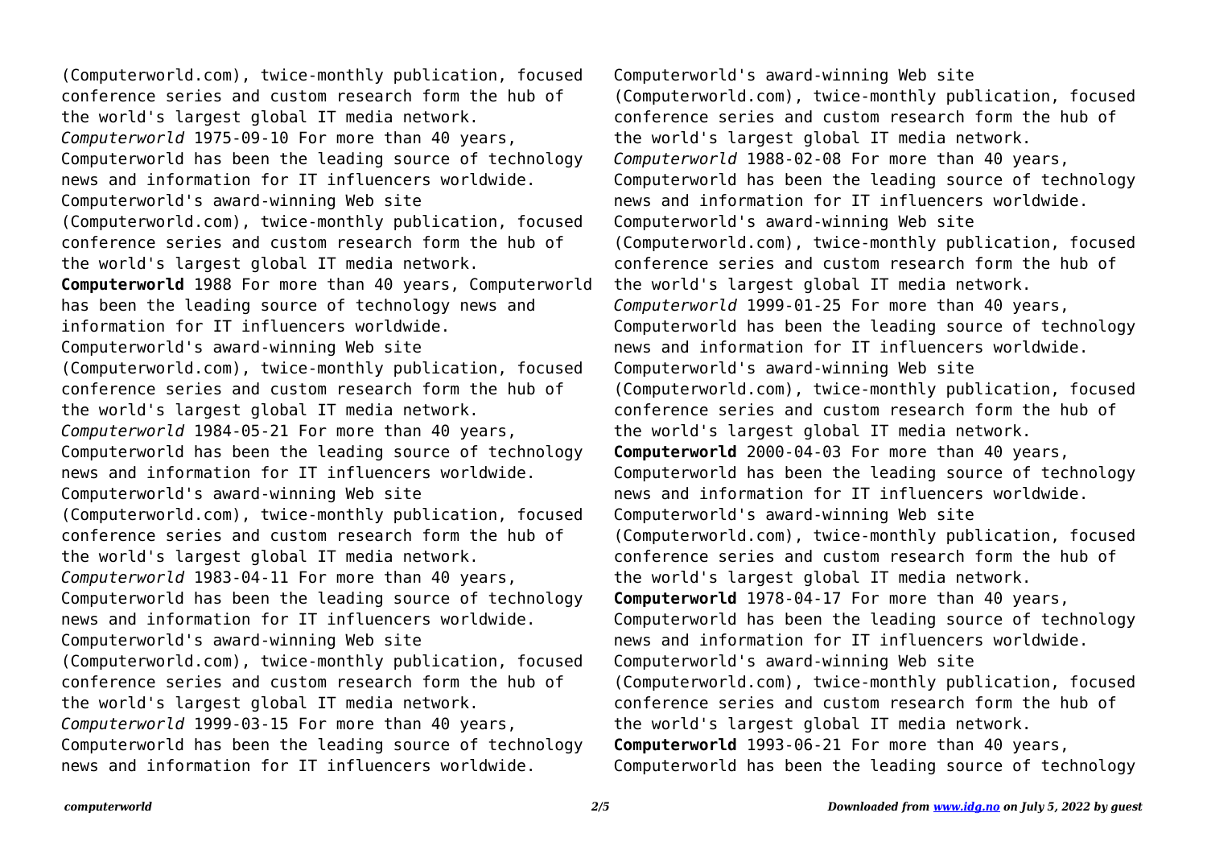(Computerworld.com), twice-monthly publication, focused conference series and custom research form the hub of the world's largest global IT media network.

*Computerworld* 1975-09-10 For more than 40 years, Computerworld has been the leading source of technology news and information for IT influencers worldwide. Computerworld's award-winning Web site (Computerworld.com), twice-monthly publication, focused conference series and custom research form the hub of the world's largest global IT media network.

**Computerworld** 1988 For more than 40 years, Computerworld has been the leading source of technology news and information for IT influencers worldwide. Computerworld's award-winning Web site (Computerworld.com), twice-monthly publication, focused conference series and custom research form the hub of the world's largest global IT media network.

*Computerworld* 1984-05-21 For more than 40 years, Computerworld has been the leading source of technology news and information for IT influencers worldwide. Computerworld's award-winning Web site (Computerworld.com), twice-monthly publication, focused conference series and custom research form the hub of the world's largest global IT media network.

*Computerworld* 1983-04-11 For more than 40 years, Computerworld has been the leading source of technology news and information for IT influencers worldwide. Computerworld's award-winning Web site (Computerworld.com), twice-monthly publication, focused conference series and custom research form the hub of the world's largest global IT media network.

*Computerworld* 1999-03-15 For more than 40 years, Computerworld has been the leading source of technology news and information for IT influencers worldwide. Computerworld's award-winning Web site (Computerworld.com), twice-monthly publication, focused conference series and custom research form the hub of the world's largest global IT media network.

*Computerworld* 1988-02-08 For more than 40 years, Computerworld has been the leading source of technology news and information for IT influencers worldwide. Computerworld's award-winning Web site (Computerworld.com), twice-monthly publication, focused conference series and custom research form the hub of the world's largest global IT media network.

*Computerworld* 1999-01-25 For more than 40 years, Computerworld has been the leading source of technology news and information for IT influencers worldwide. Computerworld's award-winning Web site (Computerworld.com), twice-monthly publication, focused conference series and custom research form the hub of the world's largest global IT media network.

**Computerworld** 2000-04-03 For more than 40 years, Computerworld has been the leading source of technology news and information for IT influencers worldwide. Computerworld's award-winning Web site (Computerworld.com), twice-monthly publication, focused conference series and custom research form the hub of the world's largest global IT media network.

**Computerworld** 1978-04-17 For more than 40 years, Computerworld has been the leading source of technology news and information for IT influencers worldwide. Computerworld's award-winning Web site (Computerworld.com), twice-monthly publication, focused conference series and custom research form the hub of the world's largest global IT media network.

**Computerworld** 1993-06-21 For more than 40 years, Computerworld has been the leading source of technology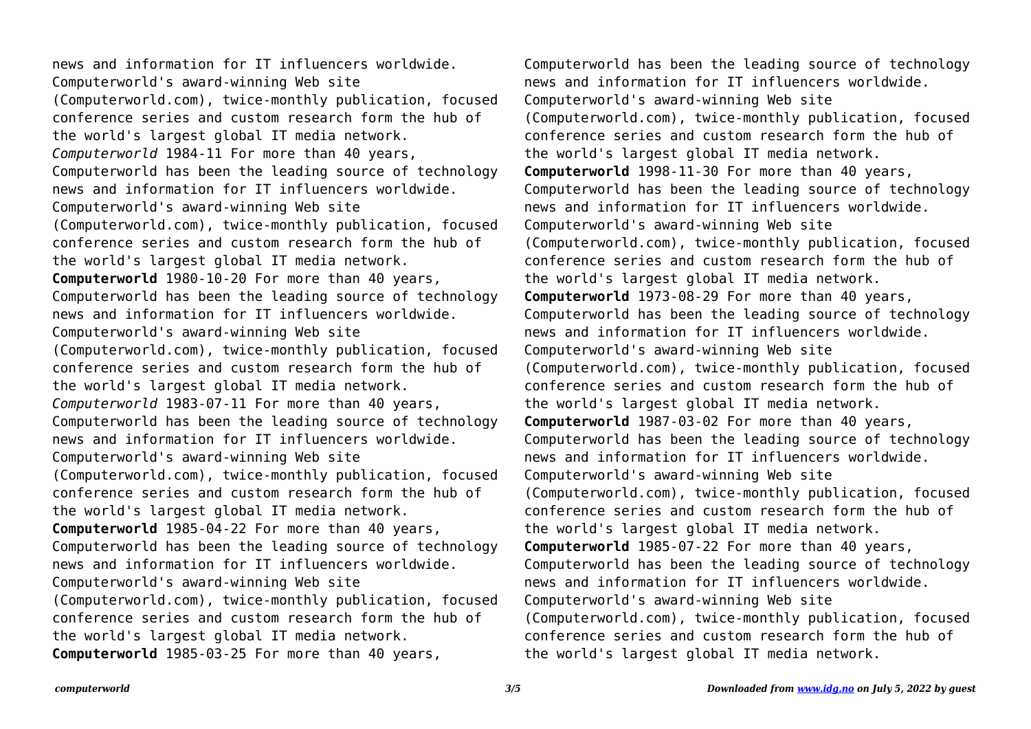news and information for IT influencers worldwide. Computerworld's award-winning Web site (Computerworld.com), twice-monthly publication, focused conference series and custom research form the hub of the world's largest global IT media network.

*Computerworld* 1984-11 For more than 40 years, Computerworld has been the leading source of technology news and information for IT influencers worldwide. Computerworld's award-winning Web site (Computerworld.com), twice-monthly publication, focused conference series and custom research form the hub of the world's largest global IT media network.

**Computerworld** 1980-10-20 For more than 40 years, Computerworld has been the leading source of technology news and information for IT influencers worldwide. Computerworld's award-winning Web site (Computerworld.com), twice-monthly publication, focused conference series and custom research form the hub of the world's largest global IT media network.

*Computerworld* 1983-07-11 For more than 40 years, Computerworld has been the leading source of technology news and information for IT influencers worldwide. Computerworld's award-winning Web site (Computerworld.com), twice-monthly publication, focused conference series and custom research form the hub of the world's largest global IT media network.

**Computerworld** 1985-04-22 For more than 40 years, Computerworld has been the leading source of technology news and information for IT influencers worldwide. Computerworld's award-winning Web site (Computerworld.com), twice-monthly publication, focused conference series and custom research form the hub of the world's largest global IT media network.

**Computerworld** 1985-03-25 For more than 40 years, Computerworld has been the leading source of technology news and information for IT influencers worldwide. Computerworld's award-winning Web site (Computerworld.com), twice-monthly publication, focused conference series and custom research form the hub of the world's largest global IT media network.

**Computerworld** 1998-11-30 For more than 40 years, Computerworld has been the leading source of technology news and information for IT influencers worldwide. Computerworld's award-winning Web site (Computerworld.com), twice-monthly publication, focused conference series and custom research form the hub of the world's largest global IT media network.

**Computerworld** 1973-08-29 For more than 40 years, Computerworld has been the leading source of technology news and information for IT influencers worldwide. Computerworld's award-winning Web site (Computerworld.com), twice-monthly publication, focused conference series and custom research form the hub of the world's largest global IT media network.

**Computerworld** 1987-03-02 For more than 40 years, Computerworld has been the leading source of technology news and information for IT influencers worldwide. Computerworld's award-winning Web site (Computerworld.com), twice-monthly publication, focused conference series and custom research form the hub of the world's largest global IT media network.

**Computerworld** 1985-07-22 For more than 40 years, Computerworld has been the leading source of technology news and information for IT influencers worldwide. Computerworld's award-winning Web site (Computerworld.com), twice-monthly publication, focused conference series and custom research form the hub of the world's largest global IT media network.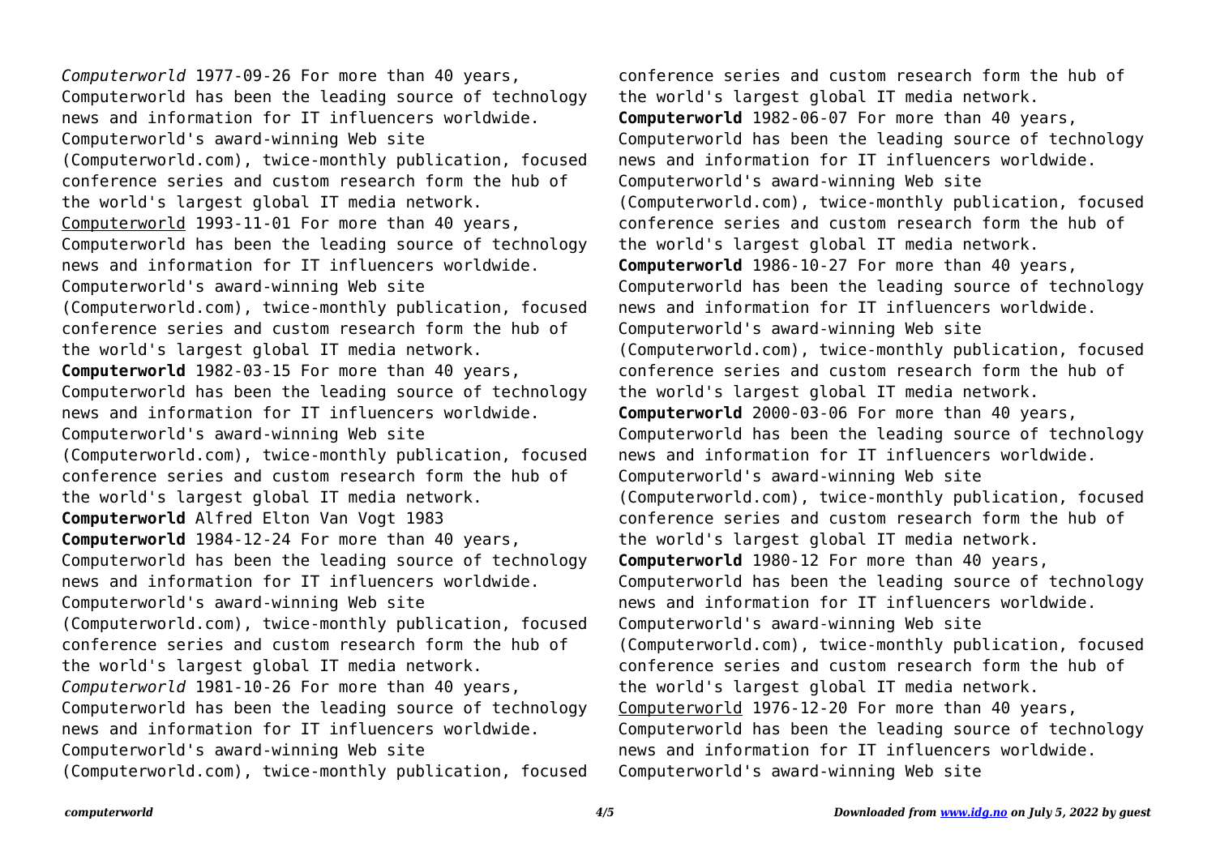*Computerworld* 1977-09-26 For more than 40 years, Computerworld has been the leading source of technology news and information for IT influencers worldwide. Computerworld's award-winning Web site (Computerworld.com), twice-monthly publication, focused conference series and custom research form the hub of the world's largest global IT media network.

Computerworld 1993-11-01 For more than 40 years, Computerworld has been the leading source of technology news and information for IT influencers worldwide. Computerworld's award-winning Web site (Computerworld.com), twice-monthly publication, focused conference series and custom research form the hub of the world's largest global IT media network.

**Computerworld** 1982-03-15 For more than 40 years, Computerworld has been the leading source of technology news and information for IT influencers worldwide. Computerworld's award-winning Web site (Computerworld.com), twice-monthly publication, focused conference series and custom research form the hub of the world's largest global IT media network.

**Computerworld** Alfred Elton Van Vogt 1983

**Computerworld** 1984-12-24 For more than 40 years, Computerworld has been the leading source of technology news and information for IT influencers worldwide. Computerworld's award-winning Web site (Computerworld.com), twice-monthly publication, focused conference series and custom research form the hub of the world's largest global IT media network.

*Computerworld* 1981-10-26 For more than 40 years, Computerworld has been the leading source of technology news and information for IT influencers worldwide. Computerworld's award-winning Web site (Computerworld.com), twice-monthly publication, focused conference series and custom research form the hub of the world's largest global IT media network.

**Computerworld** 1982-06-07 For more than 40 years, Computerworld has been the leading source of technology news and information for IT influencers worldwide. Computerworld's award-winning Web site (Computerworld.com), twice-monthly publication, focused conference series and custom research form the hub of the world's largest global IT media network.

**Computerworld** 1986-10-27 For more than 40 years, Computerworld has been the leading source of technology news and information for IT influencers worldwide. Computerworld's award-winning Web site (Computerworld.com), twice-monthly publication, focused conference series and custom research form the hub of the world's largest global IT media network.

**Computerworld** 2000-03-06 For more than 40 years, Computerworld has been the leading source of technology news and information for IT influencers worldwide. Computerworld's award-winning Web site (Computerworld.com), twice-monthly publication, focused conference series and custom research form the hub of the world's largest global IT media network.

**Computerworld** 1980-12 For more than 40 years, Computerworld has been the leading source of technology news and information for IT influencers worldwide. Computerworld's award-winning Web site (Computerworld.com), twice-monthly publication, focused conference series and custom research form the hub of the world's largest global IT media network.

Computerworld 1976-12-20 For more than 40 years, Computerworld has been the leading source of technology news and information for IT influencers worldwide. Computerworld's award-winning Web site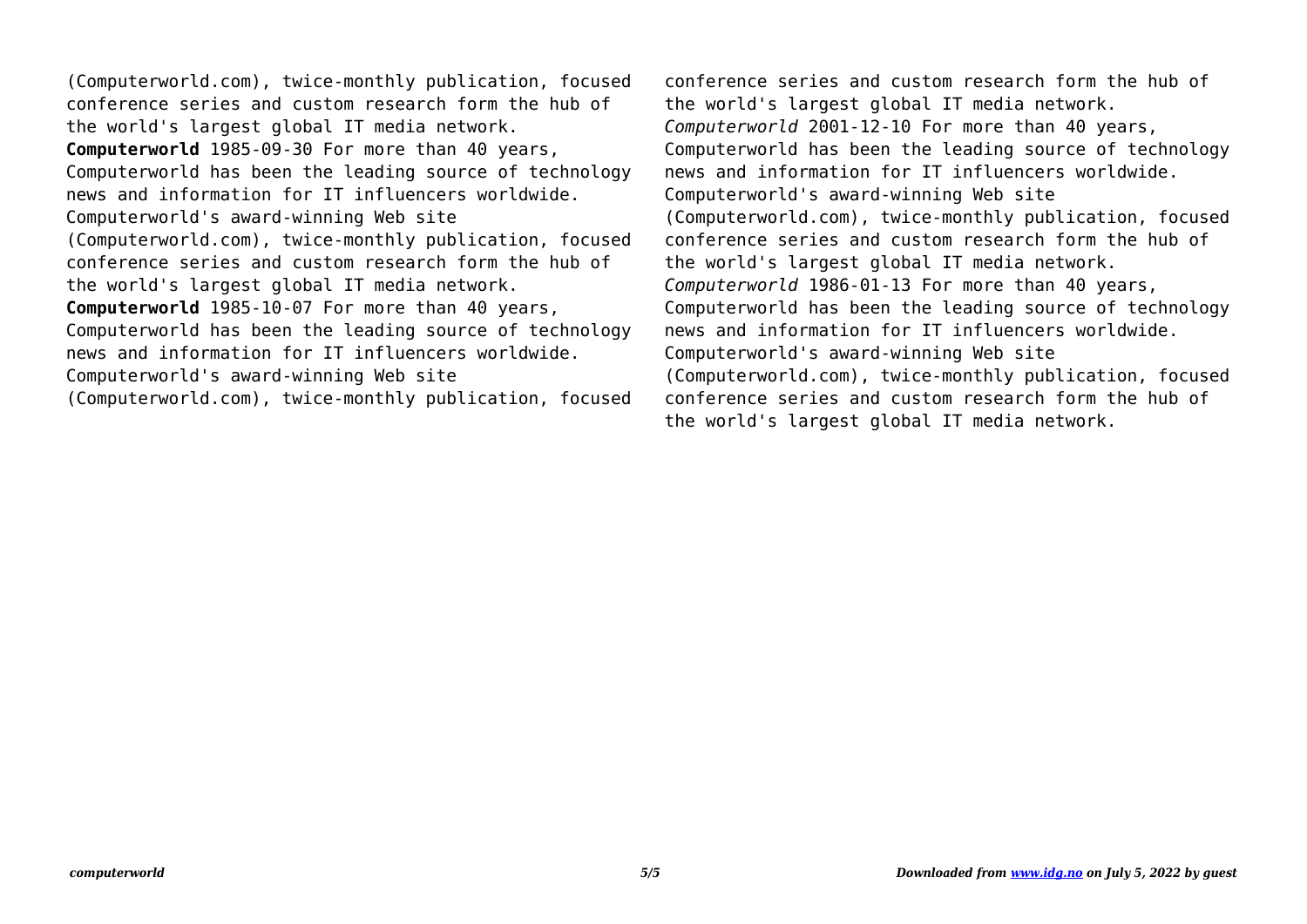(Computerworld.com), twice-monthly publication, focused conference series and custom research form the hub of the world's largest global IT media network.

**Computerworld** 1985-09-30 For more than 40 years, Computerworld has been the leading source of technology news and information for IT influencers worldwide. Computerworld's award-winning Web site (Computerworld.com), twice-monthly publication, focused conference series and custom research form the hub of the world's largest global IT media network.

**Computerworld** 1985-10-07 For more than 40 years, Computerworld has been the leading source of technology news and information for IT influencers worldwide. Computerworld's award-winning Web site (Computerworld.com), twice-monthly publication, focused conference series and custom research form the hub of the world's largest global IT media network.

*Computerworld* 2001-12-10 For more than 40 years, Computerworld has been the leading source of technology news and information for IT influencers worldwide. Computerworld's award-winning Web site (Computerworld.com), twice-monthly publication, focused conference series and custom research form the hub of the world's largest global IT media network.

*Computerworld* 1986-01-13 For more than 40 years, Computerworld has been the leading source of technology news and information for IT influencers worldwide. Computerworld's award-winning Web site (Computerworld.com), twice-monthly publication, focused conference series and custom research form the hub of the world's largest global IT media network.